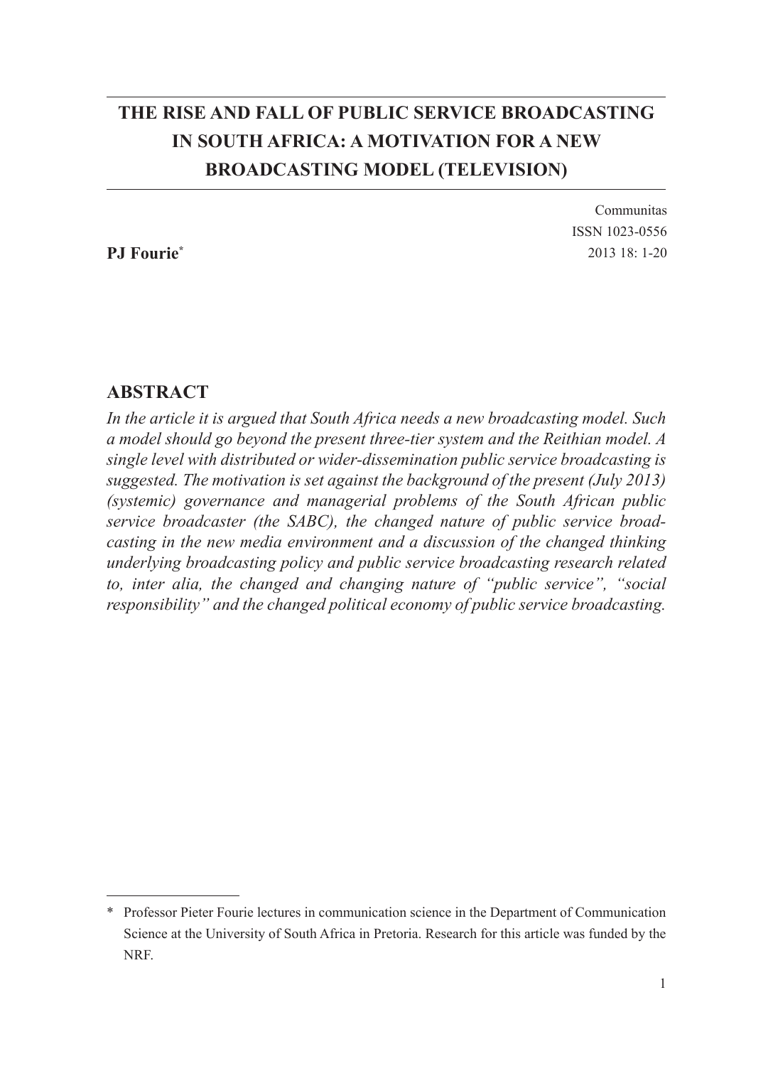# THE RISE AND FALL OF PUBLIC SERVICE BROADCASTING IN SOUTH AFRICA: A MOTIVATION FOR A NEW BROADCASTING MODEL (TELEVISION)

Communitas
ISSN 1023-0556
2013 18: 1-20

**PJ Fourie***

## ABSTRACT

*In the article it is argued that South Africa needs a new broadcasting model. Such a model should go beyond the present three-tier system and the Reithian model. A single level with distributed or wider-dissemination public service broadcasting is suggested. The motivation is set against the background of the present (July 2013) (systemic) governance and managerial problems of the South African public service broadcaster (the SABC), the changed nature of public service broadcasting in the new media environment and a discussion of the changed thinking underlying broadcasting policy and public service broadcasting research related to, inter alia, the changed and changing nature of "public service", "social responsibility" and the changed political economy of public service broadcasting.*

---

\* Professor Pieter Fourie lectures in communication science in the Department of Communication Science at the University of South Africa in Pretoria. Research for this article was funded by the NRF.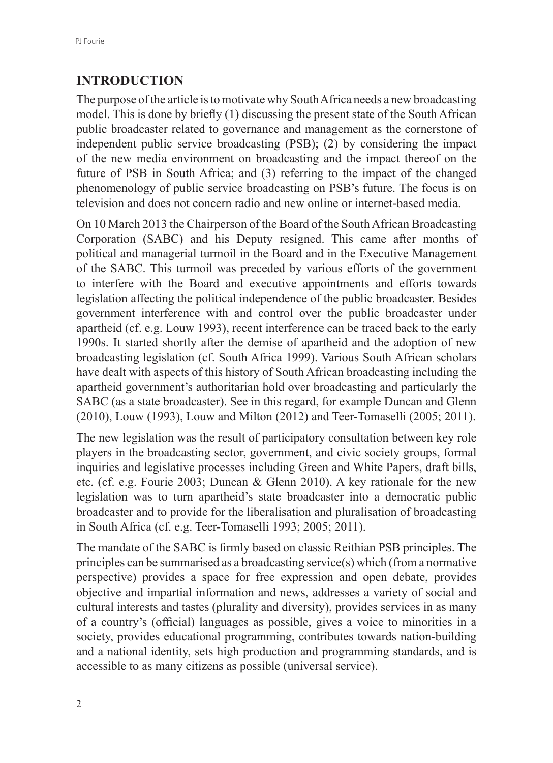## INTRODUCTION

The purpose of the article is to motivate why South Africa needs a new broadcasting model. This is done by briefly (1) discussing the present state of the South African public broadcaster related to governance and management as the cornerstone of independent public service broadcasting (PSB); (2) by considering the impact of the new media environment on broadcasting and the impact thereof on the future of PSB in South Africa; and (3) referring to the impact of the changed phenomenology of public service broadcasting on PSB's future. The focus is on television and does not concern radio and new online or internet-based media.

On 10 March 2013 the Chairperson of the Board of the South African Broadcasting Corporation (SABC) and his Deputy resigned. This came after months of political and managerial turmoil in the Board and in the Executive Management of the SABC. This turmoil was preceded by various efforts of the government to interfere with the Board and executive appointments and efforts towards legislation affecting the political independence of the public broadcaster. Besides government interference with and control over the public broadcaster under apartheid (cf. e.g. Louw 1993), recent interference can be traced back to the early 1990s. It started shortly after the demise of apartheid and the adoption of new broadcasting legislation (cf. South Africa 1999). Various South African scholars have dealt with aspects of this history of South African broadcasting including the apartheid government's authoritarian hold over broadcasting and particularly the SABC (as a state broadcaster). See in this regard, for example Duncan and Glenn (2010), Louw (1993), Louw and Milton (2012) and Teer-Tomaselli (2005; 2011).

The new legislation was the result of participatory consultation between key role players in the broadcasting sector, government, and civic society groups, formal inquiries and legislative processes including Green and White Papers, draft bills, etc. (cf. e.g. Fourie 2003; Duncan & Glenn 2010). A key rationale for the new legislation was to turn apartheid's state broadcaster into a democratic public broadcaster and to provide for the liberalisation and pluralisation of broadcasting in South Africa (cf. e.g. Teer-Tomaselli 1993; 2005; 2011).

The mandate of the SABC is firmly based on classic Reithian PSB principles. The principles can be summarised as a broadcasting service(s) which (from a normative perspective) provides a space for free expression and open debate, provides objective and impartial information and news, addresses a variety of social and cultural interests and tastes (plurality and diversity), provides services in as many of a country's (official) languages as possible, gives a voice to minorities in a society, provides educational programming, contributes towards nation-building and a national identity, sets high production and programming standards, and is accessible to as many citizens as possible (universal service).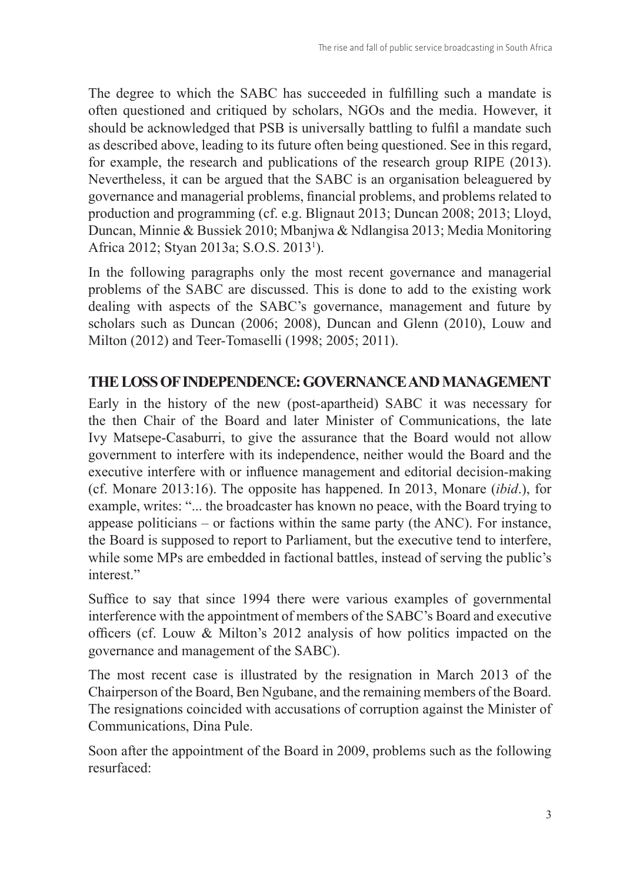The degree to which the SABC has succeeded in fulfilling such a mandate is often questioned and critiqued by scholars, NGOs and the media. However, it should be acknowledged that PSB is universally battling to fulfil a mandate such as described above, leading to its future often being questioned. See in this regard, for example, the research and publications of the research group RIPE (2013). Nevertheless, it can be argued that the SABC is an organisation beleaguered by governance and managerial problems, financial problems, and problems related to production and programming (cf. e.g. Blignaut 2013; Duncan 2008; 2013; Lloyd, Duncan, Minnie & Bussiek 2010; Mbanjwa & Ndlangisa 2013; Media Monitoring Africa 2012; Styan 2013a; S.O.S. 2013[1]).

In the following paragraphs only the most recent governance and managerial problems of the SABC are discussed. This is done to add to the existing work dealing with aspects of the SABC's governance, management and future by scholars such as Duncan (2006; 2008), Duncan and Glenn (2010), Louw and Milton (2012) and Teer-Tomaselli (1998; 2005; 2011).

## THE LOSS OF INDEPENDENCE: GOVERNANCE AND MANAGEMENT

Early in the history of the new (post-apartheid) SABC it was necessary for the then Chair of the Board and later Minister of Communications, the late Ivy Matsepe-Casaburri, to give the assurance that the Board would not allow government to interfere with its independence, neither would the Board and the executive interfere with or influence management and editorial decision-making (cf. Monare 2013:16). The opposite has happened. In 2013, Monare (*ibid*.), for example, writes: "... the broadcaster has known no peace, with the Board trying to appease politicians – or factions within the same party (the ANC). For instance, the Board is supposed to report to Parliament, but the executive tend to interfere, while some MPs are embedded in factional battles, instead of serving the public's interest."

Suffice to say that since 1994 there were various examples of governmental interference with the appointment of members of the SABC's Board and executive officers (cf. Louw & Milton's 2012 analysis of how politics impacted on the governance and management of the SABC).

The most recent case is illustrated by the resignation in March 2013 of the Chairperson of the Board, Ben Ngubane, and the remaining members of the Board. The resignations coincided with accusations of corruption against the Minister of Communications, Dina Pule.

Soon after the appointment of the Board in 2009, problems such as the following resurfaced: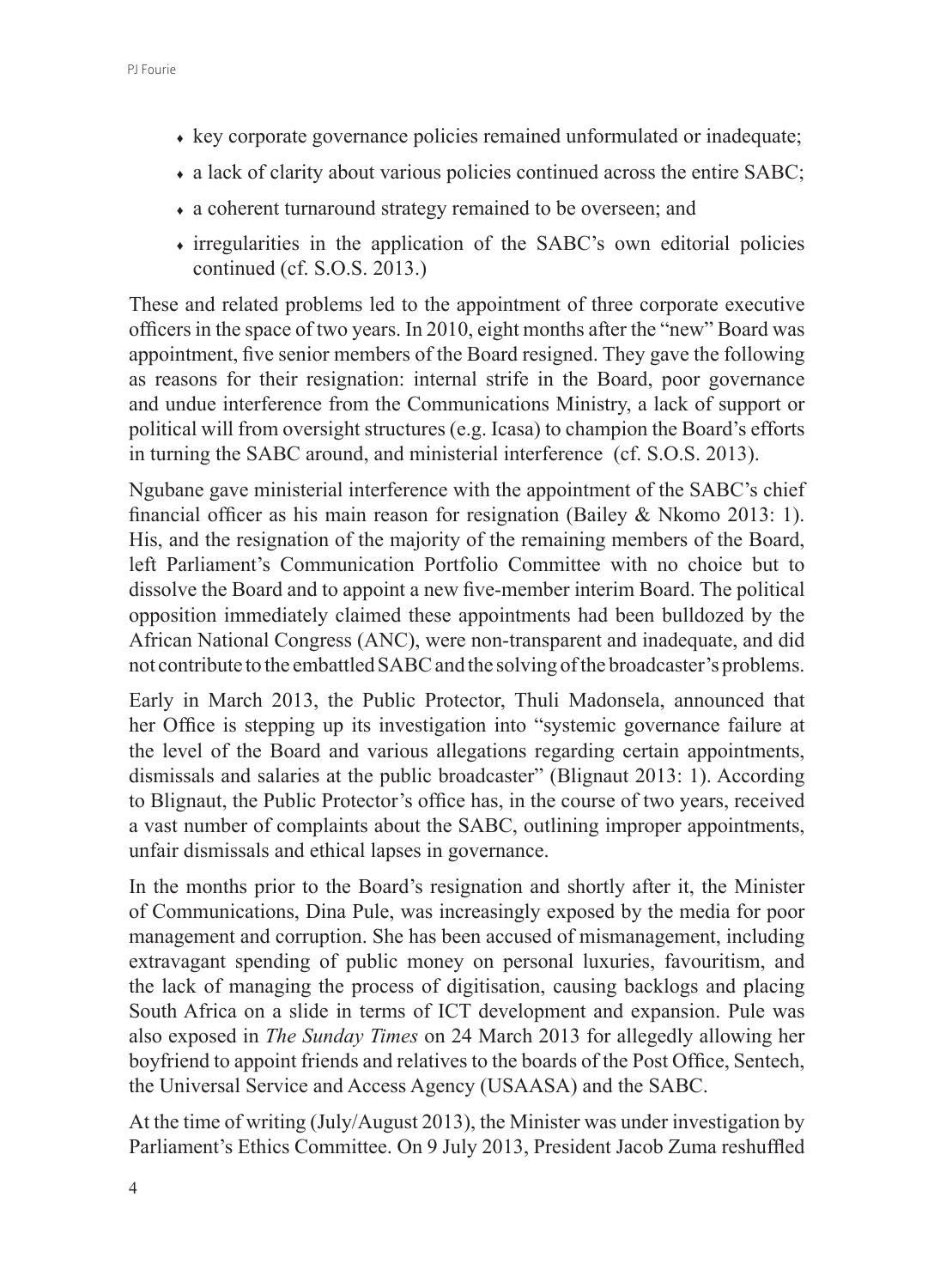- key corporate governance policies remained unformulated or inadequate;
- a lack of clarity about various policies continued across the entire SABC;
- a coherent turnaround strategy remained to be overseen; and
- irregularities in the application of the SABC's own editorial policies continued (cf. S.O.S. 2013.)

These and related problems led to the appointment of three corporate executive officers in the space of two years. In 2010, eight months after the "new" Board was appointment, five senior members of the Board resigned. They gave the following as reasons for their resignation: internal strife in the Board, poor governance and undue interference from the Communications Ministry, a lack of support or political will from oversight structures (e.g. Icasa) to champion the Board's efforts in turning the SABC around, and ministerial interference (cf. S.O.S. 2013).

Ngubane gave ministerial interference with the appointment of the SABC's chief financial officer as his main reason for resignation (Bailey & Nkomo 2013: 1). His, and the resignation of the majority of the remaining members of the Board, left Parliament's Communication Portfolio Committee with no choice but to dissolve the Board and to appoint a new five-member interim Board. The political opposition immediately claimed these appointments had been bulldozed by the African National Congress (ANC), were non-transparent and inadequate, and did not contribute to the embattled SABC and the solving of the broadcaster's problems.

Early in March 2013, the Public Protector, Thuli Madonsela, announced that her Office is stepping up its investigation into "systemic governance failure at the level of the Board and various allegations regarding certain appointments, dismissals and salaries at the public broadcaster" (Blignaut 2013: 1). According to Blignaut, the Public Protector's office has, in the course of two years, received a vast number of complaints about the SABC, outlining improper appointments, unfair dismissals and ethical lapses in governance.

In the months prior to the Board's resignation and shortly after it, the Minister of Communications, Dina Pule, was increasingly exposed by the media for poor management and corruption. She has been accused of mismanagement, including extravagant spending of public money on personal luxuries, favouritism, and the lack of managing the process of digitisation, causing backlogs and placing South Africa on a slide in terms of ICT development and expansion. Pule was also exposed in *The Sunday Times* on 24 March 2013 for allegedly allowing her boyfriend to appoint friends and relatives to the boards of the Post Office, Sentech, the Universal Service and Access Agency (USAASA) and the SABC.

At the time of writing (July/August 2013), the Minister was under investigation by Parliament's Ethics Committee. On 9 July 2013, President Jacob Zuma reshuffled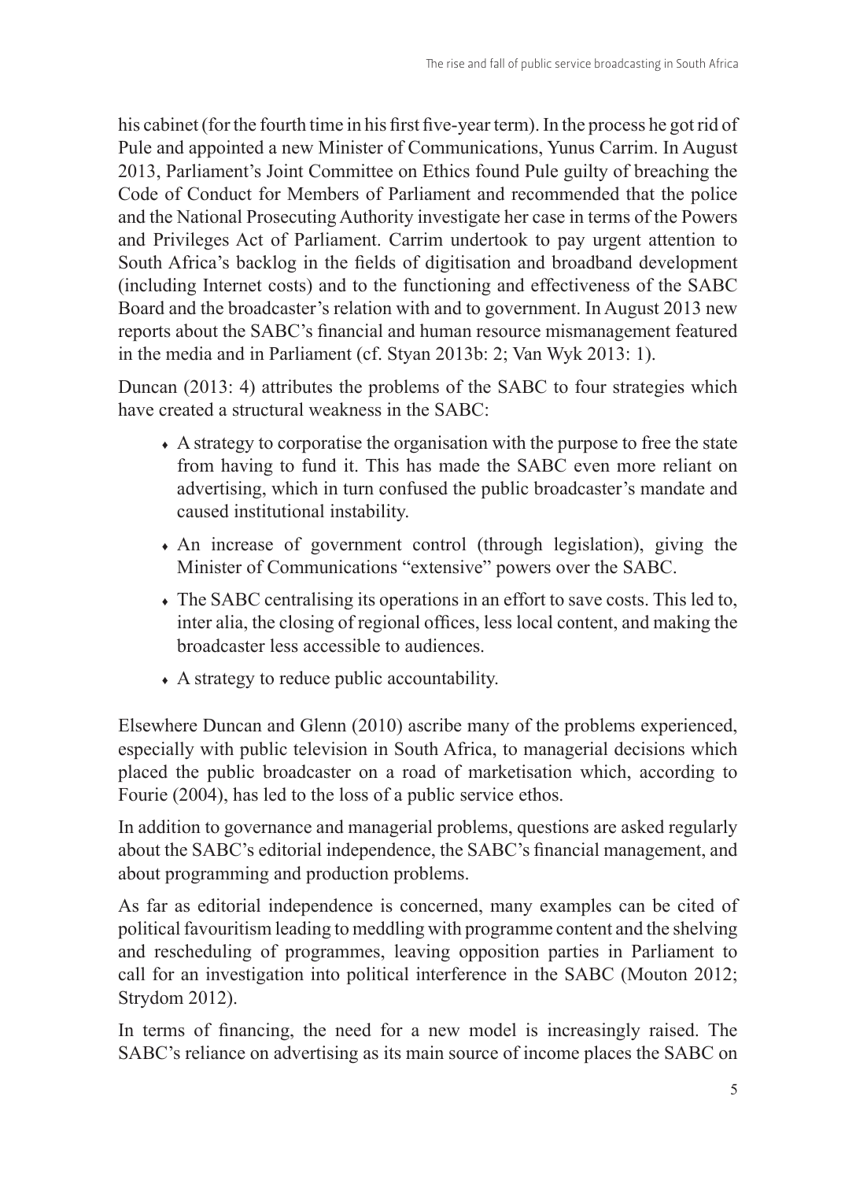his cabinet (for the fourth time in his first five-year term). In the process he got rid of Pule and appointed a new Minister of Communications, Yunus Carrim. In August 2013, Parliament's Joint Committee on Ethics found Pule guilty of breaching the Code of Conduct for Members of Parliament and recommended that the police and the National Prosecuting Authority investigate her case in terms of the Powers and Privileges Act of Parliament. Carrim undertook to pay urgent attention to South Africa's backlog in the fields of digitisation and broadband development (including Internet costs) and to the functioning and effectiveness of the SABC Board and the broadcaster's relation with and to government. In August 2013 new reports about the SABC's financial and human resource mismanagement featured in the media and in Parliament (cf. Styan 2013b: 2; Van Wyk 2013: 1).

Duncan (2013: 4) attributes the problems of the SABC to four strategies which have created a structural weakness in the SABC:

- A strategy to corporatise the organisation with the purpose to free the state from having to fund it. This has made the SABC even more reliant on advertising, which in turn confused the public broadcaster's mandate and caused institutional instability.
- An increase of government control (through legislation), giving the Minister of Communications "extensive" powers over the SABC.
- The SABC centralising its operations in an effort to save costs. This led to, inter alia, the closing of regional offices, less local content, and making the broadcaster less accessible to audiences.
- A strategy to reduce public accountability.

Elsewhere Duncan and Glenn (2010) ascribe many of the problems experienced, especially with public television in South Africa, to managerial decisions which placed the public broadcaster on a road of marketisation which, according to Fourie (2004), has led to the loss of a public service ethos.

In addition to governance and managerial problems, questions are asked regularly about the SABC's editorial independence, the SABC's financial management, and about programming and production problems.

As far as editorial independence is concerned, many examples can be cited of political favouritism leading to meddling with programme content and the shelving and rescheduling of programmes, leaving opposition parties in Parliament to call for an investigation into political interference in the SABC (Mouton 2012; Strydom 2012).

In terms of financing, the need for a new model is increasingly raised. The SABC's reliance on advertising as its main source of income places the SABC on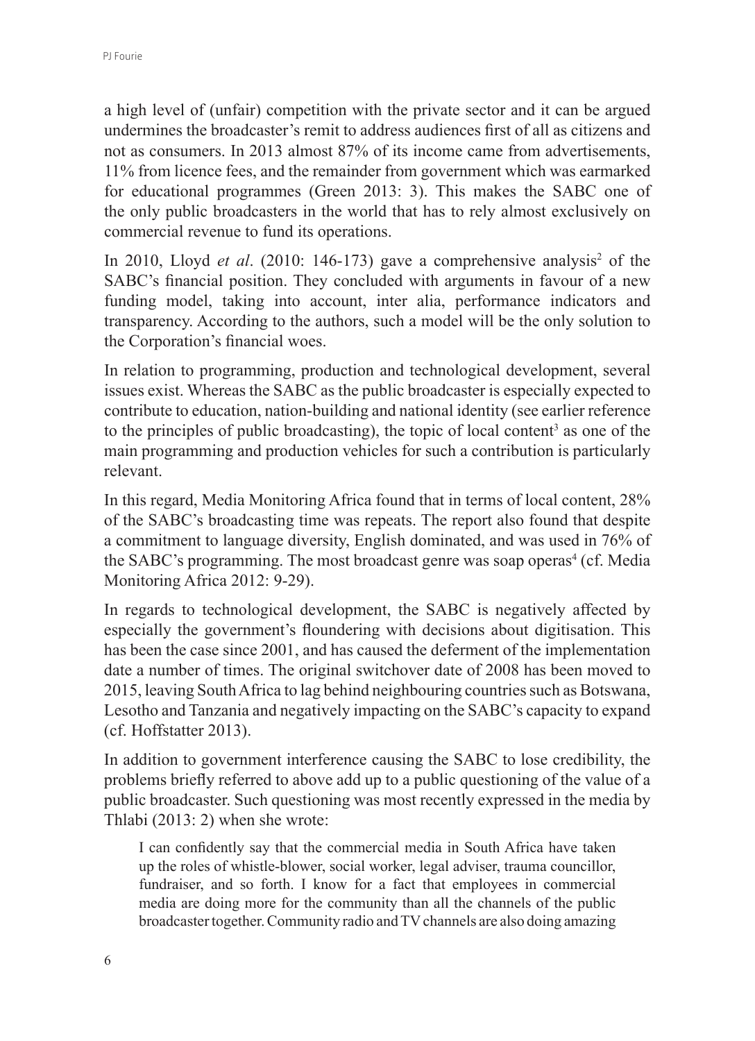a high level of (unfair) competition with the private sector and it can be argued undermines the broadcaster's remit to address audiences first of all as citizens and not as consumers. In 2013 almost 87% of its income came from advertisements, 11% from licence fees, and the remainder from government which was earmarked for educational programmes (Green 2013: 3). This makes the SABC one of the only public broadcasters in the world that has to rely almost exclusively on commercial revenue to fund its operations.

In 2010, Lloyd *et al*. (2010: 146-173) gave a comprehensive analysis[2] of the SABC's financial position. They concluded with arguments in favour of a new funding model, taking into account, inter alia, performance indicators and transparency. According to the authors, such a model will be the only solution to the Corporation's financial woes.

In relation to programming, production and technological development, several issues exist. Whereas the SABC as the public broadcaster is especially expected to contribute to education, nation-building and national identity (see earlier reference to the principles of public broadcasting), the topic of local content[3] as one of the main programming and production vehicles for such a contribution is particularly relevant.

In this regard, Media Monitoring Africa found that in terms of local content, 28% of the SABC's broadcasting time was repeats. The report also found that despite a commitment to language diversity, English dominated, and was used in 76% of the SABC's programming. The most broadcast genre was soap operas[4] (cf. Media Monitoring Africa 2012: 9-29).

In regards to technological development, the SABC is negatively affected by especially the government's floundering with decisions about digitisation. This has been the case since 2001, and has caused the deferment of the implementation date a number of times. The original switchover date of 2008 has been moved to 2015, leaving South Africa to lag behind neighbouring countries such as Botswana, Lesotho and Tanzania and negatively impacting on the SABC's capacity to expand (cf. Hoffstatter 2013).

In addition to government interference causing the SABC to lose credibility, the problems briefly referred to above add up to a public questioning of the value of a public broadcaster. Such questioning was most recently expressed in the media by Thlabi (2013: 2) when she wrote:

> I can confidently say that the commercial media in South Africa have taken up the roles of whistle-blower, social worker, legal adviser, trauma councillor, fundraiser, and so forth. I know for a fact that employees in commercial media are doing more for the community than all the channels of the public broadcaster together. Community radio and TV channels are also doing amazing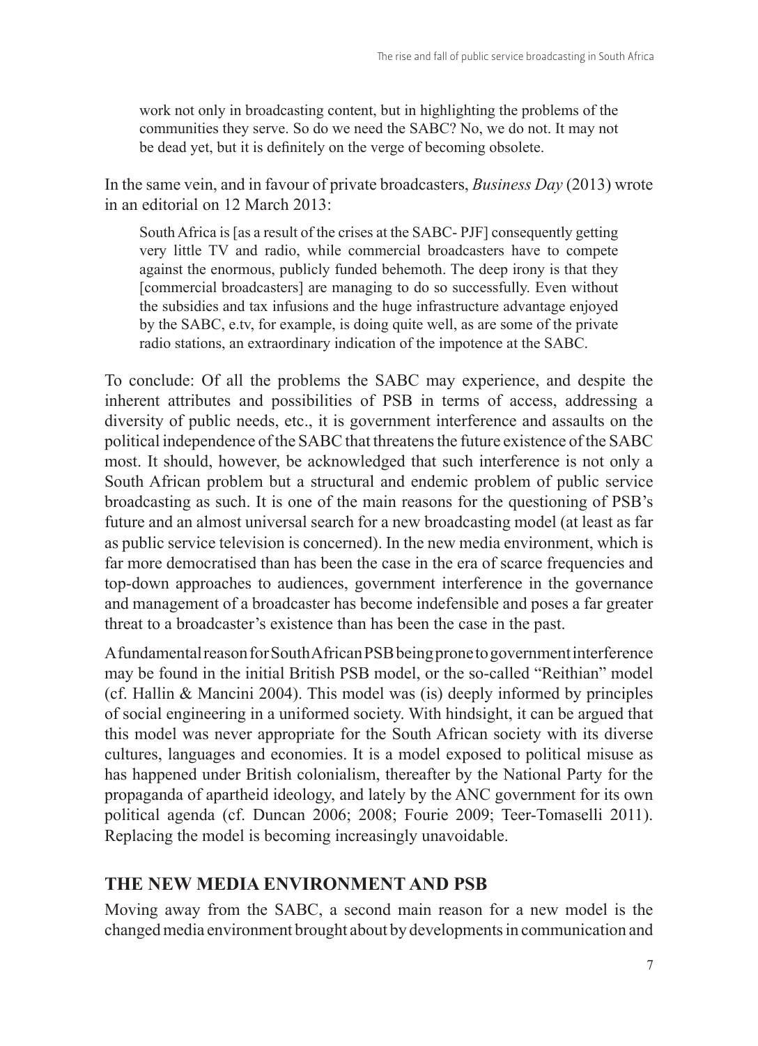> work not only in broadcasting content, but in highlighting the problems of the communities they serve. So do we need the SABC? No, we do not. It may not be dead yet, but it is definitely on the verge of becoming obsolete.

In the same vein, and in favour of private broadcasters, *Business Day* (2013) wrote in an editorial on 12 March 2013:

> South Africa is [as a result of the crises at the SABC- PJF] consequently getting very little TV and radio, while commercial broadcasters have to compete against the enormous, publicly funded behemoth. The deep irony is that they [commercial broadcasters] are managing to do so successfully. Even without the subsidies and tax infusions and the huge infrastructure advantage enjoyed by the SABC, e.tv, for example, is doing quite well, as are some of the private radio stations, an extraordinary indication of the impotence at the SABC.

To conclude: Of all the problems the SABC may experience, and despite the inherent attributes and possibilities of PSB in terms of access, addressing a diversity of public needs, etc., it is government interference and assaults on the political independence of the SABC that threatens the future existence of the SABC most. It should, however, be acknowledged that such interference is not only a South African problem but a structural and endemic problem of public service broadcasting as such. It is one of the main reasons for the questioning of PSB's future and an almost universal search for a new broadcasting model (at least as far as public service television is concerned). In the new media environment, which is far more democratised than has been the case in the era of scarce frequencies and top-down approaches to audiences, government interference in the governance and management of a broadcaster has become indefensible and poses a far greater threat to a broadcaster's existence than has been the case in the past.

A fundamental reason for South African PSB being prone to government interference may be found in the initial British PSB model, or the so-called "Reithian" model (cf. Hallin & Mancini 2004). This model was (is) deeply informed by principles of social engineering in a uniformed society. With hindsight, it can be argued that this model was never appropriate for the South African society with its diverse cultures, languages and economies. It is a model exposed to political misuse as has happened under British colonialism, thereafter by the National Party for the propaganda of apartheid ideology, and lately by the ANC government for its own political agenda (cf. Duncan 2006; 2008; Fourie 2009; Teer-Tomaselli 2011). Replacing the model is becoming increasingly unavoidable.

## THE NEW MEDIA ENVIRONMENT AND PSB

Moving away from the SABC, a second main reason for a new model is the changed media environment brought about by developments in communication and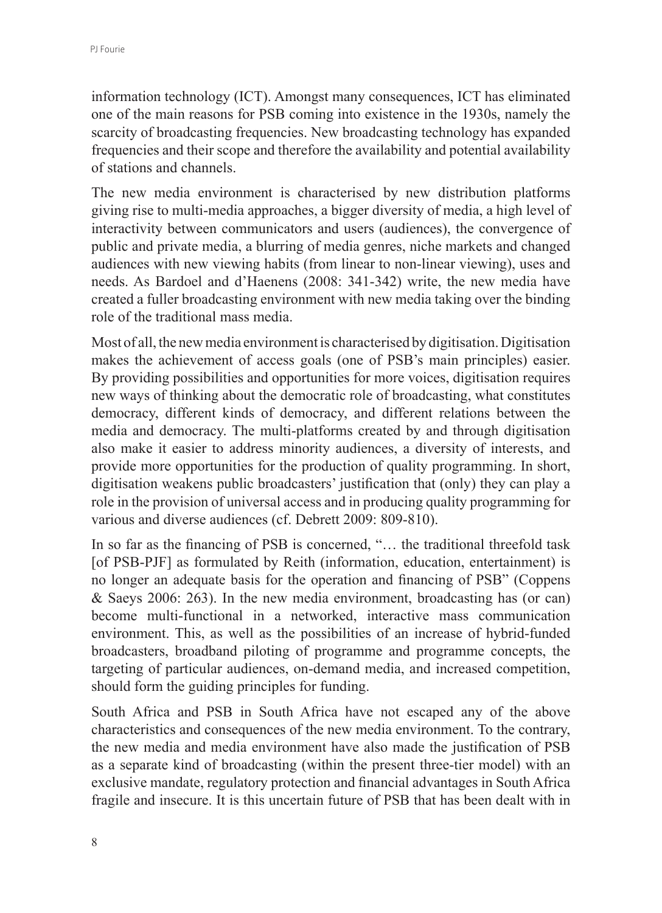information technology (ICT). Amongst many consequences, ICT has eliminated one of the main reasons for PSB coming into existence in the 1930s, namely the scarcity of broadcasting frequencies. New broadcasting technology has expanded frequencies and their scope and therefore the availability and potential availability of stations and channels.

The new media environment is characterised by new distribution platforms giving rise to multi-media approaches, a bigger diversity of media, a high level of interactivity between communicators and users (audiences), the convergence of public and private media, a blurring of media genres, niche markets and changed audiences with new viewing habits (from linear to non-linear viewing), uses and needs. As Bardoel and d'Haenens (2008: 341-342) write, the new media have created a fuller broadcasting environment with new media taking over the binding role of the traditional mass media.

Most of all, the new media environment is characterised by digitisation. Digitisation makes the achievement of access goals (one of PSB's main principles) easier. By providing possibilities and opportunities for more voices, digitisation requires new ways of thinking about the democratic role of broadcasting, what constitutes democracy, different kinds of democracy, and different relations between the media and democracy. The multi-platforms created by and through digitisation also make it easier to address minority audiences, a diversity of interests, and provide more opportunities for the production of quality programming. In short, digitisation weakens public broadcasters' justification that (only) they can play a role in the provision of universal access and in producing quality programming for various and diverse audiences (cf. Debrett 2009: 809-810).

In so far as the financing of PSB is concerned, "… the traditional threefold task [of PSB-PJF] as formulated by Reith (information, education, entertainment) is no longer an adequate basis for the operation and financing of PSB" (Coppens & Saeys 2006: 263). In the new media environment, broadcasting has (or can) become multi-functional in a networked, interactive mass communication environment. This, as well as the possibilities of an increase of hybrid-funded broadcasters, broadband piloting of programme and programme concepts, the targeting of particular audiences, on-demand media, and increased competition, should form the guiding principles for funding.

South Africa and PSB in South Africa have not escaped any of the above characteristics and consequences of the new media environment. To the contrary, the new media and media environment have also made the justification of PSB as a separate kind of broadcasting (within the present three-tier model) with an exclusive mandate, regulatory protection and financial advantages in South Africa fragile and insecure. It is this uncertain future of PSB that has been dealt with in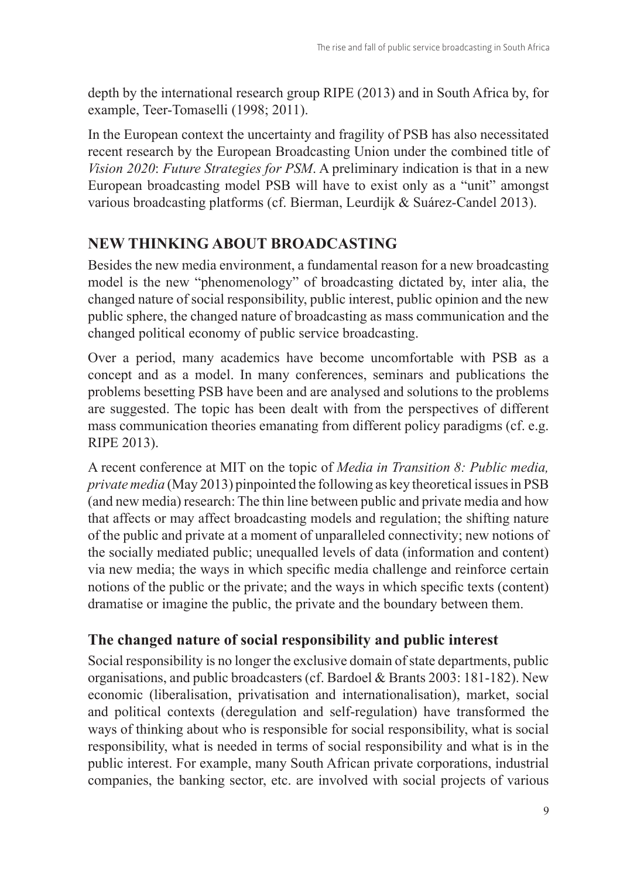depth by the international research group RIPE (2013) and in South Africa by, for example, Teer-Tomaselli (1998; 2011).

In the European context the uncertainty and fragility of PSB has also necessitated recent research by the European Broadcasting Union under the combined title of *Vision 2020*: *Future Strategies for PSM*. A preliminary indication is that in a new European broadcasting model PSB will have to exist only as a "unit" amongst various broadcasting platforms (cf. Bierman, Leurdijk & Suárez-Candel 2013).

## NEW THINKING ABOUT BROADCASTING

Besides the new media environment, a fundamental reason for a new broadcasting model is the new "phenomenology" of broadcasting dictated by, inter alia, the changed nature of social responsibility, public interest, public opinion and the new public sphere, the changed nature of broadcasting as mass communication and the changed political economy of public service broadcasting.

Over a period, many academics have become uncomfortable with PSB as a concept and as a model. In many conferences, seminars and publications the problems besetting PSB have been and are analysed and solutions to the problems are suggested. The topic has been dealt with from the perspectives of different mass communication theories emanating from different policy paradigms (cf. e.g. RIPE 2013).

A recent conference at MIT on the topic of *Media in Transition 8: Public media, private media* (May 2013) pinpointed the following as key theoretical issues in PSB (and new media) research: The thin line between public and private media and how that affects or may affect broadcasting models and regulation; the shifting nature of the public and private at a moment of unparalleled connectivity; new notions of the socially mediated public; unequalled levels of data (information and content) via new media; the ways in which specific media challenge and reinforce certain notions of the public or the private; and the ways in which specific texts (content) dramatise or imagine the public, the private and the boundary between them.

### The changed nature of social responsibility and public interest

Social responsibility is no longer the exclusive domain of state departments, public organisations, and public broadcasters (cf. Bardoel & Brants 2003: 181-182). New economic (liberalisation, privatisation and internationalisation), market, social and political contexts (deregulation and self-regulation) have transformed the ways of thinking about who is responsible for social responsibility, what is social responsibility, what is needed in terms of social responsibility and what is in the public interest. For example, many South African private corporations, industrial companies, the banking sector, etc. are involved with social projects of various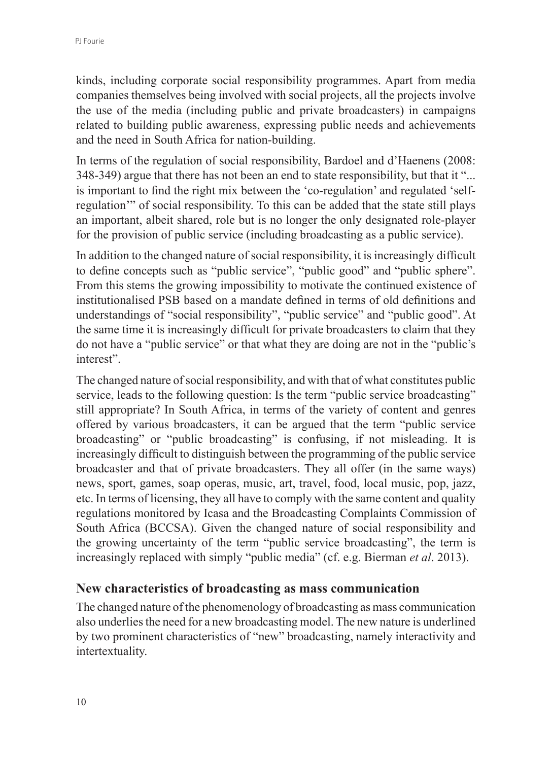kinds, including corporate social responsibility programmes. Apart from media companies themselves being involved with social projects, all the projects involve the use of the media (including public and private broadcasters) in campaigns related to building public awareness, expressing public needs and achievements and the need in South Africa for nation-building.

In terms of the regulation of social responsibility, Bardoel and d'Haenens (2008: 348-349) argue that there has not been an end to state responsibility, but that it "... is important to find the right mix between the 'co-regulation' and regulated 'self-regulation'" of social responsibility. To this can be added that the state still plays an important, albeit shared, role but is no longer the only designated role-player for the provision of public service (including broadcasting as a public service).

In addition to the changed nature of social responsibility, it is increasingly difficult to define concepts such as "public service", "public good" and "public sphere". From this stems the growing impossibility to motivate the continued existence of institutionalised PSB based on a mandate defined in terms of old definitions and understandings of "social responsibility", "public service" and "public good". At the same time it is increasingly difficult for private broadcasters to claim that they do not have a "public service" or that what they are doing are not in the "public's interest".

The changed nature of social responsibility, and with that of what constitutes public service, leads to the following question: Is the term "public service broadcasting" still appropriate? In South Africa, in terms of the variety of content and genres offered by various broadcasters, it can be argued that the term "public service broadcasting" or "public broadcasting" is confusing, if not misleading. It is increasingly difficult to distinguish between the programming of the public service broadcaster and that of private broadcasters. They all offer (in the same ways) news, sport, games, soap operas, music, art, travel, food, local music, pop, jazz, etc. In terms of licensing, they all have to comply with the same content and quality regulations monitored by Icasa and the Broadcasting Complaints Commission of South Africa (BCCSA). Given the changed nature of social responsibility and the growing uncertainty of the term "public service broadcasting", the term is increasingly replaced with simply "public media" (cf. e.g. Bierman *et al*. 2013).

## New characteristics of broadcasting as mass communication

The changed nature of the phenomenology of broadcasting as mass communication also underlies the need for a new broadcasting model. The new nature is underlined by two prominent characteristics of "new" broadcasting, namely interactivity and intertextuality.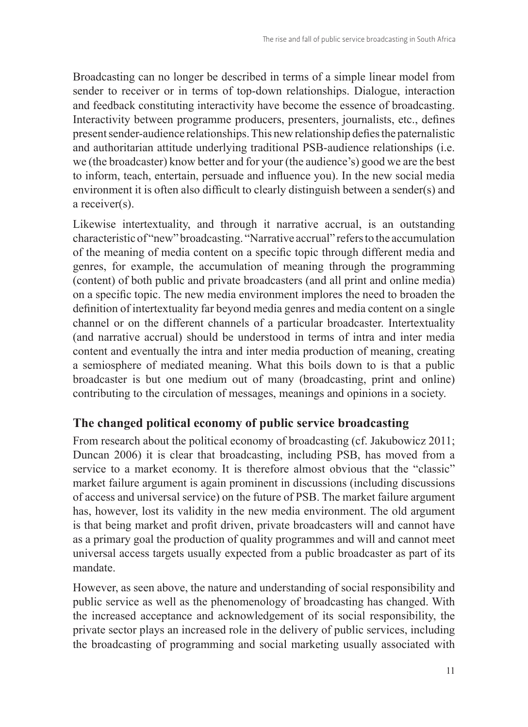Broadcasting can no longer be described in terms of a simple linear model from sender to receiver or in terms of top-down relationships. Dialogue, interaction and feedback constituting interactivity have become the essence of broadcasting. Interactivity between programme producers, presenters, journalists, etc., defines present sender-audience relationships. This new relationship defies the paternalistic and authoritarian attitude underlying traditional PSB-audience relationships (i.e. we (the broadcaster) know better and for your (the audience's) good we are the best to inform, teach, entertain, persuade and influence you). In the new social media environment it is often also difficult to clearly distinguish between a sender(s) and a receiver(s).

Likewise intertextuality, and through it narrative accrual, is an outstanding characteristic of "new" broadcasting. "Narrative accrual" refers to the accumulation of the meaning of media content on a specific topic through different media and genres, for example, the accumulation of meaning through the programming (content) of both public and private broadcasters (and all print and online media) on a specific topic. The new media environment implores the need to broaden the definition of intertextuality far beyond media genres and media content on a single channel or on the different channels of a particular broadcaster. Intertextuality (and narrative accrual) should be understood in terms of intra and inter media content and eventually the intra and inter media production of meaning, creating a semiosphere of mediated meaning. What this boils down to is that a public broadcaster is but one medium out of many (broadcasting, print and online) contributing to the circulation of messages, meanings and opinions in a society.

## The changed political economy of public service broadcasting

From research about the political economy of broadcasting (cf. Jakubowicz 2011; Duncan 2006) it is clear that broadcasting, including PSB, has moved from a service to a market economy. It is therefore almost obvious that the "classic" market failure argument is again prominent in discussions (including discussions of access and universal service) on the future of PSB. The market failure argument has, however, lost its validity in the new media environment. The old argument is that being market and profit driven, private broadcasters will and cannot have as a primary goal the production of quality programmes and will and cannot meet universal access targets usually expected from a public broadcaster as part of its mandate.

However, as seen above, the nature and understanding of social responsibility and public service as well as the phenomenology of broadcasting has changed. With the increased acceptance and acknowledgement of its social responsibility, the private sector plays an increased role in the delivery of public services, including the broadcasting of programming and social marketing usually associated with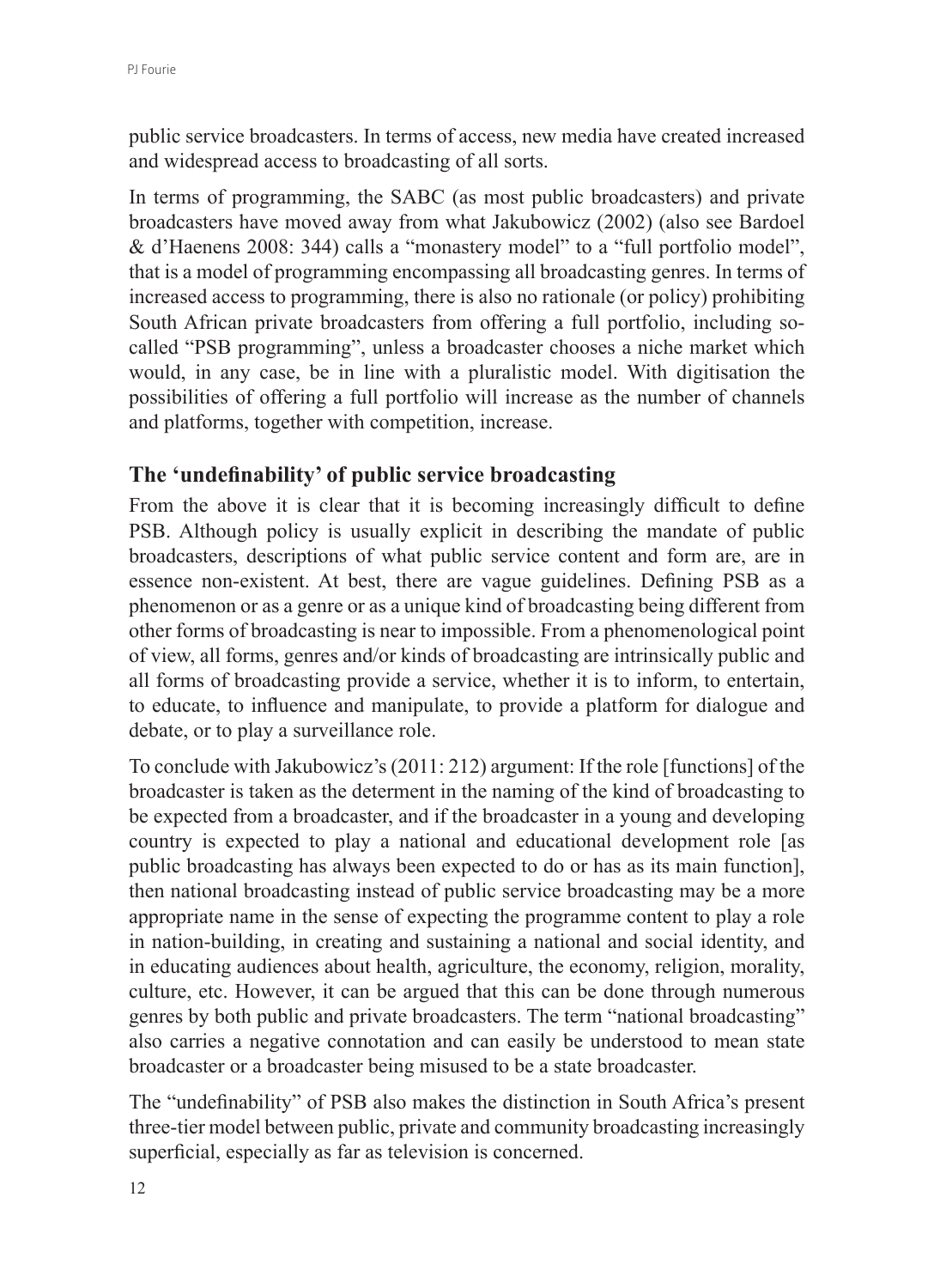public service broadcasters. In terms of access, new media have created increased and widespread access to broadcasting of all sorts.

In terms of programming, the SABC (as most public broadcasters) and private broadcasters have moved away from what Jakubowicz (2002) (also see Bardoel & d'Haenens 2008: 344) calls a "monastery model" to a "full portfolio model", that is a model of programming encompassing all broadcasting genres. In terms of increased access to programming, there is also no rationale (or policy) prohibiting South African private broadcasters from offering a full portfolio, including so-called "PSB programming", unless a broadcaster chooses a niche market which would, in any case, be in line with a pluralistic model. With digitisation the possibilities of offering a full portfolio will increase as the number of channels and platforms, together with competition, increase.

## The 'undefinability' of public service broadcasting

From the above it is clear that it is becoming increasingly difficult to define PSB. Although policy is usually explicit in describing the mandate of public broadcasters, descriptions of what public service content and form are, are in essence non-existent. At best, there are vague guidelines. Defining PSB as a phenomenon or as a genre or as a unique kind of broadcasting being different from other forms of broadcasting is near to impossible. From a phenomenological point of view, all forms, genres and/or kinds of broadcasting are intrinsically public and all forms of broadcasting provide a service, whether it is to inform, to entertain, to educate, to influence and manipulate, to provide a platform for dialogue and debate, or to play a surveillance role.

To conclude with Jakubowicz's (2011: 212) argument: If the role [functions] of the broadcaster is taken as the determent in the naming of the kind of broadcasting to be expected from a broadcaster, and if the broadcaster in a young and developing country is expected to play a national and educational development role [as public broadcasting has always been expected to do or has as its main function], then national broadcasting instead of public service broadcasting may be a more appropriate name in the sense of expecting the programme content to play a role in nation-building, in creating and sustaining a national and social identity, and in educating audiences about health, agriculture, the economy, religion, morality, culture, etc. However, it can be argued that this can be done through numerous genres by both public and private broadcasters. The term "national broadcasting" also carries a negative connotation and can easily be understood to mean state broadcaster or a broadcaster being misused to be a state broadcaster.

The "undefinability" of PSB also makes the distinction in South Africa's present three-tier model between public, private and community broadcasting increasingly superficial, especially as far as television is concerned.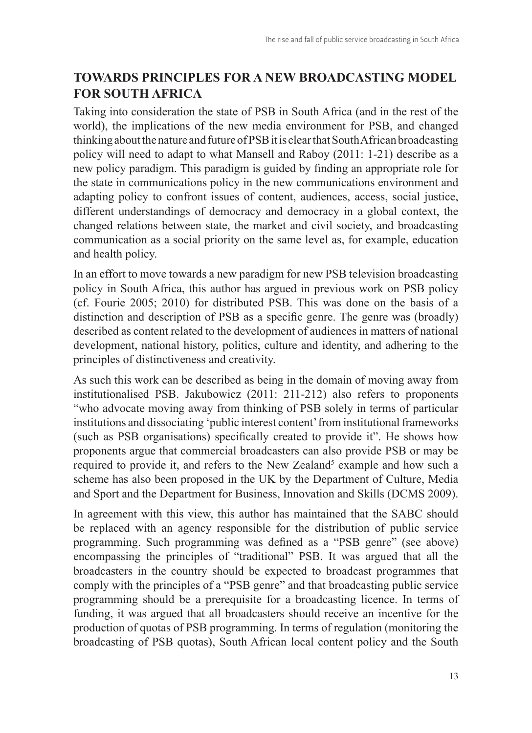## TOWARDS PRINCIPLES FOR A NEW BROADCASTING MODEL FOR SOUTH AFRICA

Taking into consideration the state of PSB in South Africa (and in the rest of the world), the implications of the new media environment for PSB, and changed thinking about the nature and future of PSB it is clear that South African broadcasting policy will need to adapt to what Mansell and Raboy (2011: 1-21) describe as a new policy paradigm. This paradigm is guided by finding an appropriate role for the state in communications policy in the new communications environment and adapting policy to confront issues of content, audiences, access, social justice, different understandings of democracy and democracy in a global context, the changed relations between state, the market and civil society, and broadcasting communication as a social priority on the same level as, for example, education and health policy.

In an effort to move towards a new paradigm for new PSB television broadcasting policy in South Africa, this author has argued in previous work on PSB policy (cf. Fourie 2005; 2010) for distributed PSB. This was done on the basis of a distinction and description of PSB as a specific genre. The genre was (broadly) described as content related to the development of audiences in matters of national development, national history, politics, culture and identity, and adhering to the principles of distinctiveness and creativity.

As such this work can be described as being in the domain of moving away from institutionalised PSB. Jakubowicz (2011: 211-212) also refers to proponents "who advocate moving away from thinking of PSB solely in terms of particular institutions and dissociating 'public interest content' from institutional frameworks (such as PSB organisations) specifically created to provide it". He shows how proponents argue that commercial broadcasters can also provide PSB or may be required to provide it, and refers to the New Zealand[5] example and how such a scheme has also been proposed in the UK by the Department of Culture, Media and Sport and the Department for Business, Innovation and Skills (DCMS 2009).

In agreement with this view, this author has maintained that the SABC should be replaced with an agency responsible for the distribution of public service programming. Such programming was defined as a "PSB genre" (see above) encompassing the principles of "traditional" PSB. It was argued that all the broadcasters in the country should be expected to broadcast programmes that comply with the principles of a "PSB genre" and that broadcasting public service programming should be a prerequisite for a broadcasting licence. In terms of funding, it was argued that all broadcasters should receive an incentive for the production of quotas of PSB programming. In terms of regulation (monitoring the broadcasting of PSB quotas), South African local content policy and the South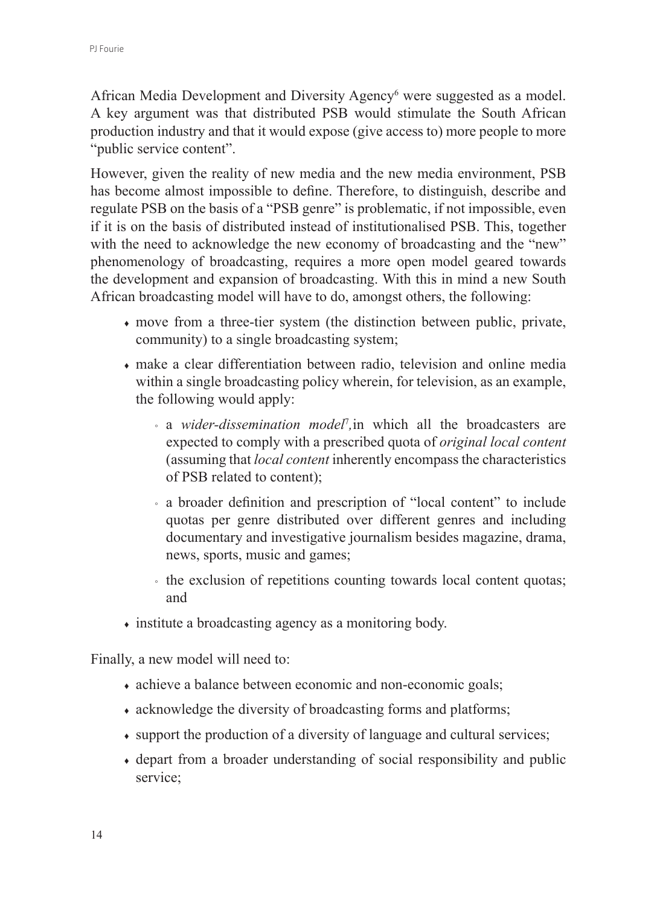African Media Development and Diversity Agency[6] were suggested as a model. A key argument was that distributed PSB would stimulate the South African production industry and that it would expose (give access to) more people to more "public service content".

However, given the reality of new media and the new media environment, PSB has become almost impossible to define. Therefore, to distinguish, describe and regulate PSB on the basis of a "PSB genre" is problematic, if not impossible, even if it is on the basis of distributed instead of institutionalised PSB. This, together with the need to acknowledge the new economy of broadcasting and the "new" phenomenology of broadcasting, requires a more open model geared towards the development and expansion of broadcasting. With this in mind a new South African broadcasting model will have to do, amongst others, the following:

- move from a three-tier system (the distinction between public, private, community) to a single broadcasting system;
- make a clear differentiation between radio, television and online media within a single broadcasting policy wherein, for television, as an example, the following would apply:
  - a *wider-dissemination model*[7], in which all the broadcasters are expected to comply with a prescribed quota of *original local content* (assuming that *local content* inherently encompass the characteristics of PSB related to content);
  - a broader definition and prescription of "local content" to include quotas per genre distributed over different genres and including documentary and investigative journalism besides magazine, drama, news, sports, music and games;
  - the exclusion of repetitions counting towards local content quotas; and
- institute a broadcasting agency as a monitoring body.

Finally, a new model will need to:

- achieve a balance between economic and non-economic goals;
- acknowledge the diversity of broadcasting forms and platforms;
- support the production of a diversity of language and cultural services;
- depart from a broader understanding of social responsibility and public service;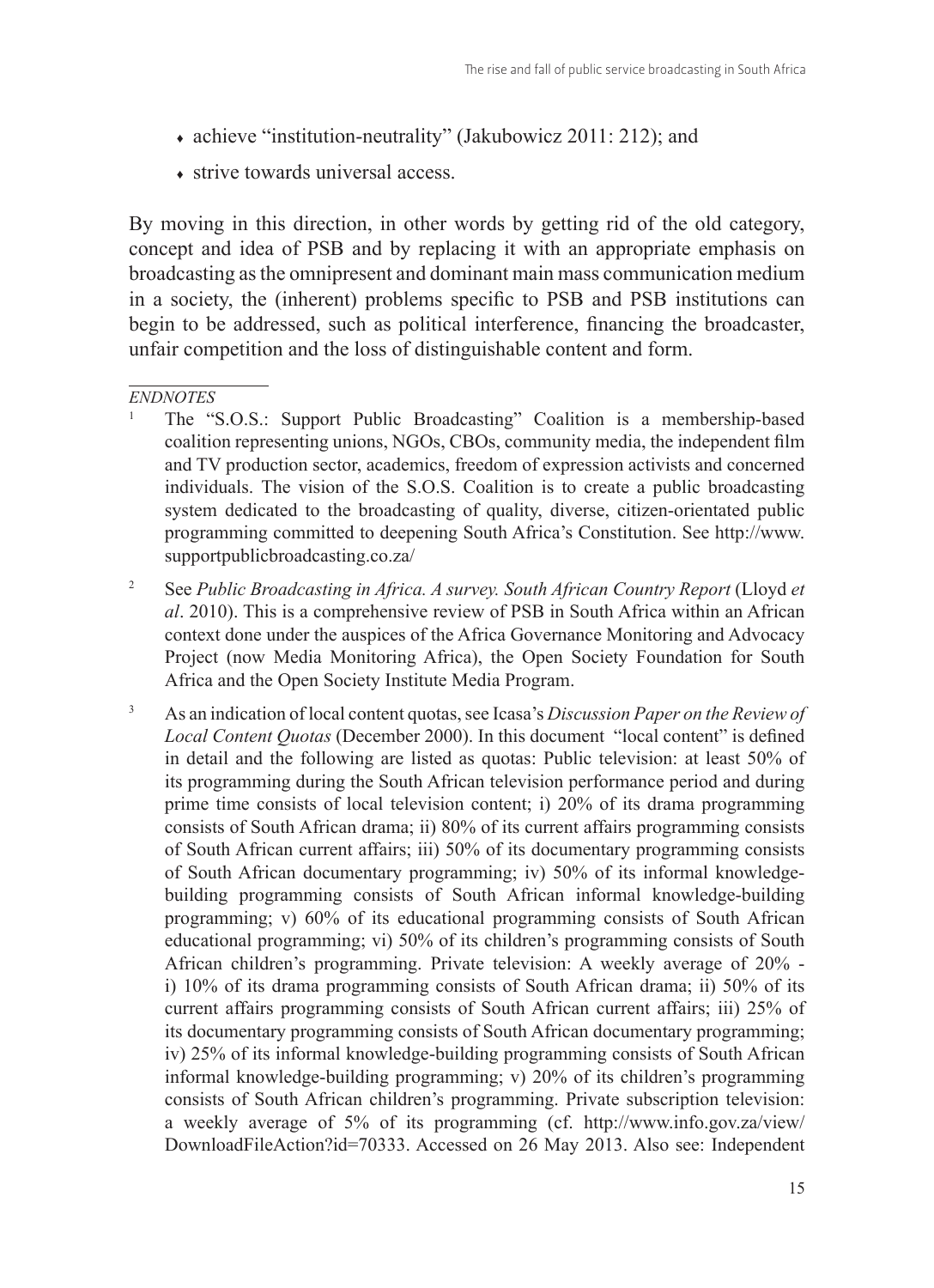- achieve "institution-neutrality" (Jakubowicz 2011: 212); and
- strive towards universal access.

By moving in this direction, in other words by getting rid of the old category, concept and idea of PSB and by replacing it with an appropriate emphasis on broadcasting as the omnipresent and dominant main mass communication medium in a society, the (inherent) problems specific to PSB and PSB institutions can begin to be addressed, such as political interference, financing the broadcaster, unfair competition and the loss of distinguishable content and form.

*ENDNOTES*

1. The "S.O.S.: Support Public Broadcasting" Coalition is a membership-based coalition representing unions, NGOs, CBOs, community media, the independent film and TV production sector, academics, freedom of expression activists and concerned individuals. The vision of the S.O.S. Coalition is to create a public broadcasting system dedicated to the broadcasting of quality, diverse, citizen-orientated public programming committed to deepening South Africa's Constitution. See http://www.supportpublicbroadcasting.co.za/

2. See *Public Broadcasting in Africa. A survey. South African Country Report* (Lloyd *et al*. 2010). This is a comprehensive review of PSB in South Africa within an African context done under the auspices of the Africa Governance Monitoring and Advocacy Project (now Media Monitoring Africa), the Open Society Foundation for South Africa and the Open Society Institute Media Program.

3. As an indication of local content quotas, see Icasa's *Discussion Paper on the Review of Local Content Quotas* (December 2000). In this document "local content" is defined in detail and the following are listed as quotas: Public television: at least 50% of its programming during the South African television performance period and during prime time consists of local television content; i) 20% of its drama programming consists of South African drama; ii) 80% of its current affairs programming consists of South African current affairs; iii) 50% of its documentary programming consists of South African documentary programming; iv) 50% of its informal knowledge-building programming consists of South African informal knowledge-building programming; v) 60% of its educational programming consists of South African educational programming; vi) 50% of its children's programming consists of South African children's programming. Private television: A weekly average of 20% - i) 10% of its drama programming consists of South African drama; ii) 50% of its current affairs programming consists of South African current affairs; iii) 25% of its documentary programming consists of South African documentary programming; iv) 25% of its informal knowledge-building programming consists of South African informal knowledge-building programming; v) 20% of its children's programming consists of South African children's programming. Private subscription television: a weekly average of 5% of its programming (cf. http://www.info.gov.za/view/DownloadFileAction?id=70333. Accessed on 26 May 2013. Also see: Independent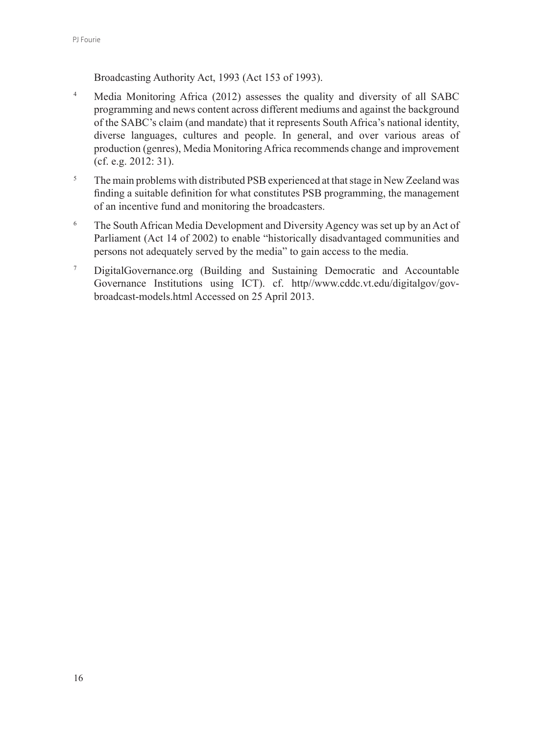Broadcasting Authority Act, 1993 (Act 153 of 1993).

[4] Media Monitoring Africa (2012) assesses the quality and diversity of all SABC programming and news content across different mediums and against the background of the SABC's claim (and mandate) that it represents South Africa's national identity, diverse languages, cultures and people. In general, and over various areas of production (genres), Media Monitoring Africa recommends change and improvement (cf. e.g. 2012: 31).

[5] The main problems with distributed PSB experienced at that stage in New Zeeland was finding a suitable definition for what constitutes PSB programming, the management of an incentive fund and monitoring the broadcasters.

[6] The South African Media Development and Diversity Agency was set up by an Act of Parliament (Act 14 of 2002) to enable "historically disadvantaged communities and persons not adequately served by the media" to gain access to the media.

[7] DigitalGovernance.org (Building and Sustaining Democratic and Accountable Governance Institutions using ICT). cf. http//www.cddc.vt.edu/digitalgov/gov-broadcast-models.html Accessed on 25 April 2013.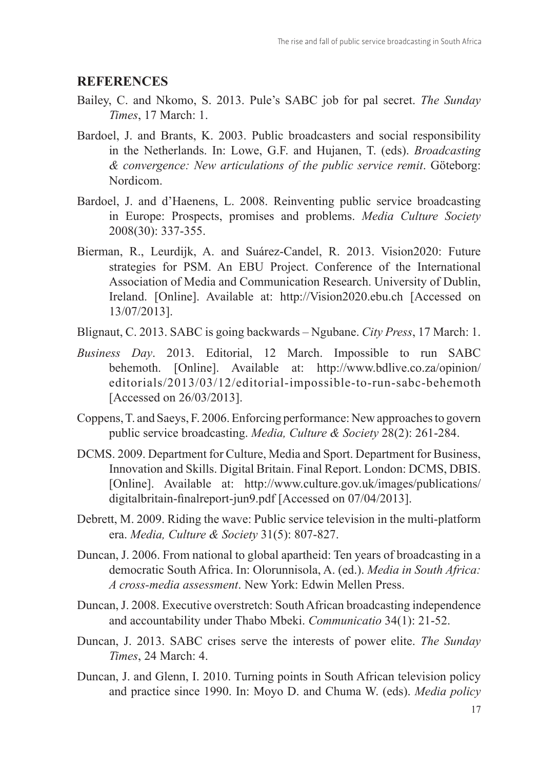## REFERENCES

Bailey, C. and Nkomo, S. 2013. Pule's SABC job for pal secret. *The Sunday Times*, 17 March: 1.

Bardoel, J. and Brants, K. 2003. Public broadcasters and social responsibility in the Netherlands. In: Lowe, G.F. and Hujanen, T. (eds). *Broadcasting & convergence: New articulations of the public service remit*. Göteborg: Nordicom.

Bardoel, J. and d'Haenens, L. 2008. Reinventing public service broadcasting in Europe: Prospects, promises and problems. *Media Culture Society* 2008(30): 337-355.

Bierman, R., Leurdijk, A. and Suárez-Candel, R. 2013. Vision2020: Future strategies for PSM. An EBU Project. Conference of the International Association of Media and Communication Research. University of Dublin, Ireland. [Online]. Available at: http://Vision2020.ebu.ch [Accessed on 13/07/2013].

Blignaut, C. 2013. SABC is going backwards – Ngubane. *City Press*, 17 March: 1.

*Business Day*. 2013. Editorial, 12 March. Impossible to run SABC behemoth. [Online]. Available at: http://www.bdlive.co.za/opinion/editorials/2013/03/12/editorial-impossible-to-run-sabc-behemoth [Accessed on 26/03/2013].

Coppens, T. and Saeys, F. 2006. Enforcing performance: New approaches to govern public service broadcasting. *Media, Culture & Society* 28(2): 261-284.

DCMS. 2009. Department for Culture, Media and Sport. Department for Business, Innovation and Skills. Digital Britain. Final Report. London: DCMS, DBIS. [Online]. Available at: http://www.culture.gov.uk/images/publications/digitalbritain-finalreport-jun9.pdf [Accessed on 07/04/2013].

Debrett, M. 2009. Riding the wave: Public service television in the multi-platform era. *Media, Culture & Society* 31(5): 807-827.

Duncan, J. 2006. From national to global apartheid: Ten years of broadcasting in a democratic South Africa. In: Olorunnisola, A. (ed.). *Media in South Africa: A cross-media assessment*. New York: Edwin Mellen Press.

Duncan, J. 2008. Executive overstretch: South African broadcasting independence and accountability under Thabo Mbeki. *Communicatio* 34(1): 21-52.

Duncan, J. 2013. SABC crises serve the interests of power elite. *The Sunday Times*, 24 March: 4.

Duncan, J. and Glenn, I. 2010. Turning points in South African television policy and practice since 1990. In: Moyo D. and Chuma W. (eds). *Media policy*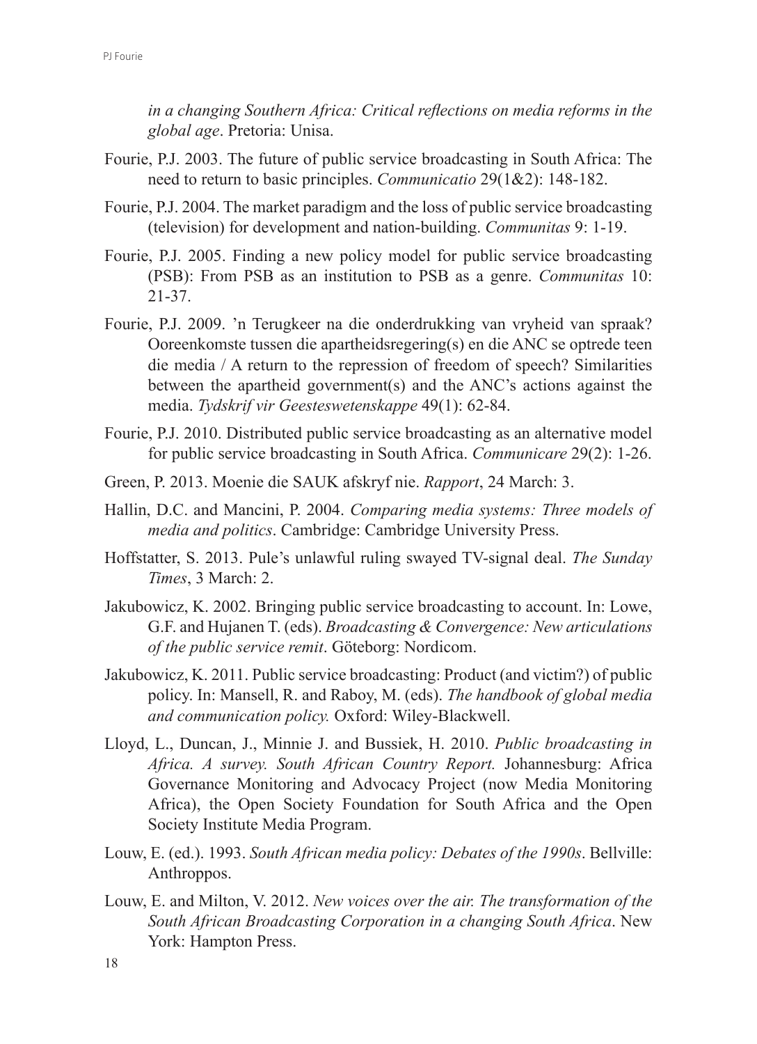*in a changing Southern Africa: Critical reflections on media reforms in the global age*. Pretoria: Unisa.

Fourie, P.J. 2003. The future of public service broadcasting in South Africa: The need to return to basic principles. *Communicatio* 29(1&2): 148-182.

Fourie, P.J. 2004. The market paradigm and the loss of public service broadcasting (television) for development and nation-building. *Communitas* 9: 1-19.

Fourie, P.J. 2005. Finding a new policy model for public service broadcasting (PSB): From PSB as an institution to PSB as a genre. *Communitas* 10: 21-37.

Fourie, P.J. 2009. 'n Terugkeer na die onderdrukking van vryheid van spraak? Ooreenkomste tussen die apartheidsregering(s) en die ANC se optrede teen die media / A return to the repression of freedom of speech? Similarities between the apartheid government(s) and the ANC's actions against the media. *Tydskrif vir Geesteswetenskappe* 49(1): 62-84.

Fourie, P.J. 2010. Distributed public service broadcasting as an alternative model for public service broadcasting in South Africa. *Communicare* 29(2): 1-26.

Green, P. 2013. Moenie die SAUK afskryf nie. *Rapport*, 24 March: 3.

Hallin, D.C. and Mancini, P. 2004. *Comparing media systems: Three models of media and politics*. Cambridge: Cambridge University Press.

Hoffstatter, S. 2013. Pule's unlawful ruling swayed TV-signal deal. *The Sunday Times*, 3 March: 2.

Jakubowicz, K. 2002. Bringing public service broadcasting to account. In: Lowe, G.F. and Hujanen T. (eds). *Broadcasting & Convergence: New articulations of the public service remit*. Göteborg: Nordicom.

Jakubowicz, K. 2011. Public service broadcasting: Product (and victim?) of public policy. In: Mansell, R. and Raboy, M. (eds). *The handbook of global media and communication policy.* Oxford: Wiley-Blackwell.

Lloyd, L., Duncan, J., Minnie J. and Bussiek, H. 2010. *Public broadcasting in Africa. A survey. South African Country Report.* Johannesburg: Africa Governance Monitoring and Advocacy Project (now Media Monitoring Africa), the Open Society Foundation for South Africa and the Open Society Institute Media Program.

Louw, E. (ed.). 1993. *South African media policy: Debates of the 1990s*. Bellville: Anthroppos.

Louw, E. and Milton, V. 2012. *New voices over the air. The transformation of the South African Broadcasting Corporation in a changing South Africa*. New York: Hampton Press.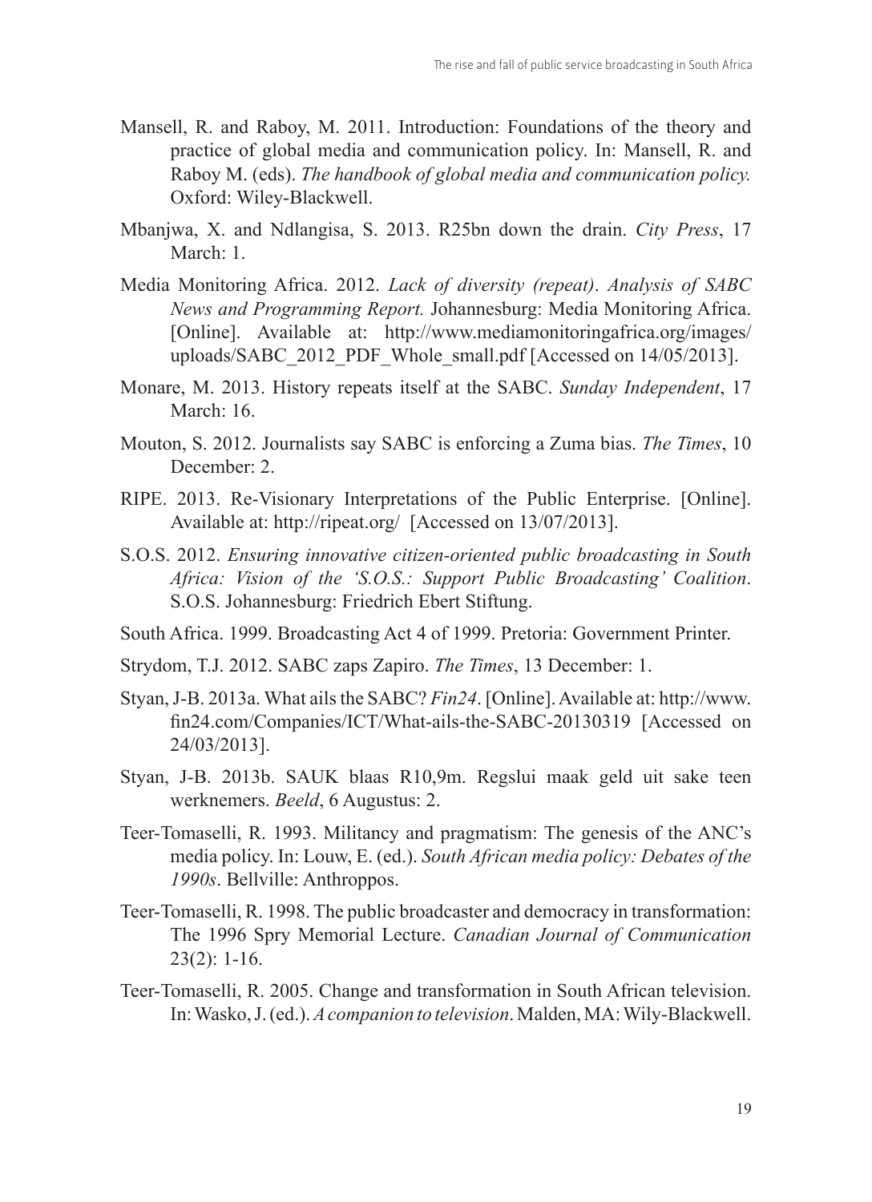Mansell, R. and Raboy, M. 2011. Introduction: Foundations of the theory and practice of global media and communication policy. In: Mansell, R. and Raboy M. (eds). *The handbook of global media and communication policy.* Oxford: Wiley-Blackwell.

Mbanjwa, X. and Ndlangisa, S. 2013. R25bn down the drain. *City Press*, 17 March: 1.

Media Monitoring Africa. 2012. *Lack of diversity (repeat)*. *Analysis of SABC News and Programming Report.* Johannesburg: Media Monitoring Africa. [Online]. Available at: http://www.mediamonitoringafrica.org/images/uploads/SABC_2012_PDF_Whole_small.pdf [Accessed on 14/05/2013].

Monare, M. 2013. History repeats itself at the SABC. *Sunday Independent*, 17 March: 16.

Mouton, S. 2012. Journalists say SABC is enforcing a Zuma bias. *The Times*, 10 December: 2.

RIPE. 2013. Re-Visionary Interpretations of the Public Enterprise. [Online]. Available at: http://ripeat.org/ [Accessed on 13/07/2013].

S.O.S. 2012. *Ensuring innovative citizen-oriented public broadcasting in South Africa: Vision of the 'S.O.S.: Support Public Broadcasting' Coalition*. S.O.S. Johannesburg: Friedrich Ebert Stiftung.

South Africa. 1999. Broadcasting Act 4 of 1999. Pretoria: Government Printer.

Strydom, T.J. 2012. SABC zaps Zapiro. *The Times*, 13 December: 1.

Styan, J-B. 2013a. What ails the SABC? *Fin24*. [Online]. Available at: http://www.fin24.com/Companies/ICT/What-ails-the-SABC-20130319 [Accessed on 24/03/2013].

Styan, J-B. 2013b. SAUK blaas R10,9m. Regslui maak geld uit sake teen werknemers. *Beeld*, 6 Augustus: 2.

Teer-Tomaselli, R. 1993. Militancy and pragmatism: The genesis of the ANC's media policy. In: Louw, E. (ed.). *South African media policy: Debates of the 1990s*. Bellville: Anthroppos.

Teer-Tomaselli, R. 1998. The public broadcaster and democracy in transformation: The 1996 Spry Memorial Lecture. *Canadian Journal of Communication* 23(2): 1-16.

Teer-Tomaselli, R. 2005. Change and transformation in South African television. In: Wasko, J. (ed.). *A companion to television*. Malden, MA: Wily-Blackwell.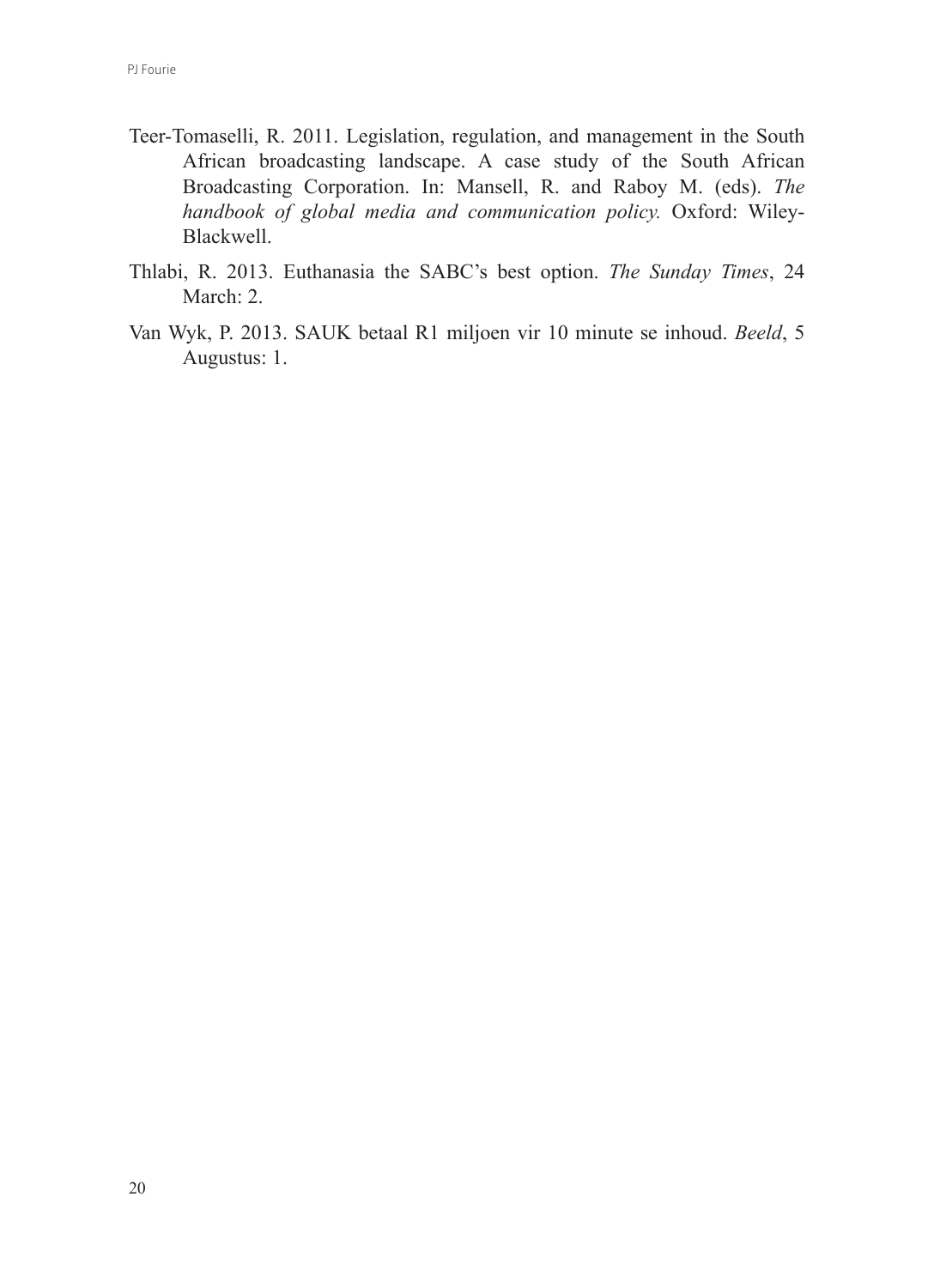Teer-Tomaselli, R. 2011. Legislation, regulation, and management in the South African broadcasting landscape. A case study of the South African Broadcasting Corporation. In: Mansell, R. and Raboy M. (eds). *The handbook of global media and communication policy.* Oxford: Wiley-Blackwell.

Thlabi, R. 2013. Euthanasia the SABC's best option. *The Sunday Times*, 24 March: 2.

Van Wyk, P. 2013. SAUK betaal R1 miljoen vir 10 minute se inhoud. *Beeld*, 5 Augustus: 1.